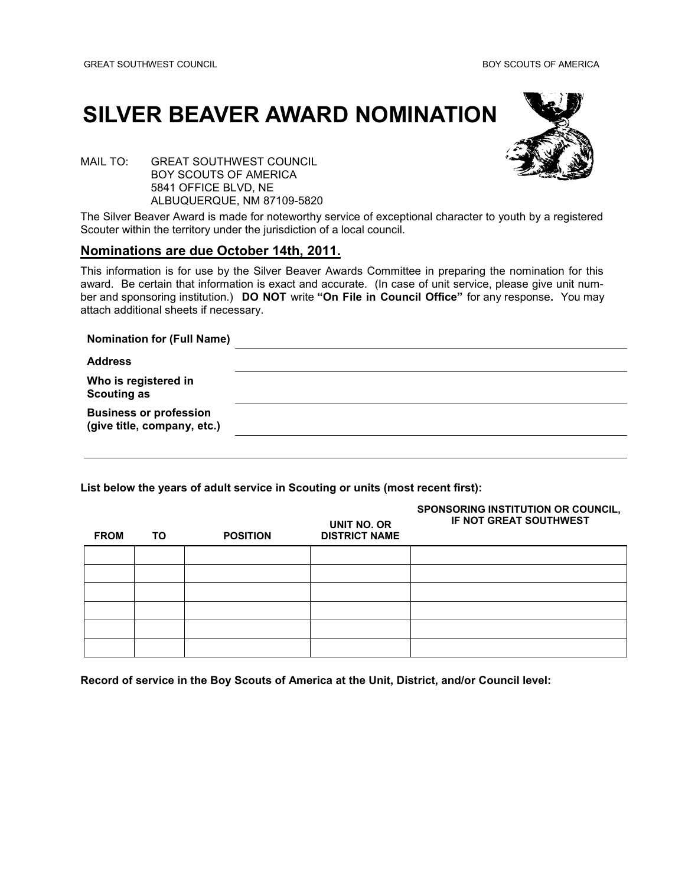GREAT SOUTHWEST COUNCIL BOY SCOUTS OF AMERICA

# SILVER BEAVER AWARD NOMINATION

MAIL TO: GREAT SOUTHWEST COUNCIL
BOY SCOUTS OF AMERICA
5841 OFFICE BLVD, NE
ALBUQUERQUE, NM 87109-5820

The Silver Beaver Award is made for noteworthy service of exceptional character to youth by a registered Scouter within the territory under the jurisdiction of a local council.

## Nominations are due October 14th, 2011.

This information is for use by the Silver Beaver Awards Committee in preparing the nomination for this award. Be certain that information is exact and accurate. (In case of unit service, please give unit number and sponsoring institution.) **DO NOT** write **"On File in Council Office"** for any response. You may attach additional sheets if necessary.

**Nomination for (Full Name)** ______________________________

**Address** ______________________________

**Who is registered in Scouting as** ______________________________

**Business or profession (give title, company, etc.)** ______________________________

______________________________

**List below the years of adult service in Scouting or units (most recent first):**

| FROM | TO | POSITION | UNIT NO. OR DISTRICT NAME | SPONSORING INSTITUTION OR COUNCIL, IF NOT GREAT SOUTHWEST |
|---|---|---|---|---|
| | | | | |
| | | | | |
| | | | | |
| | | | | |
| | | | | |
| | | | | |

**Record of service in the Boy Scouts of America at the Unit, District, and/or Council level:**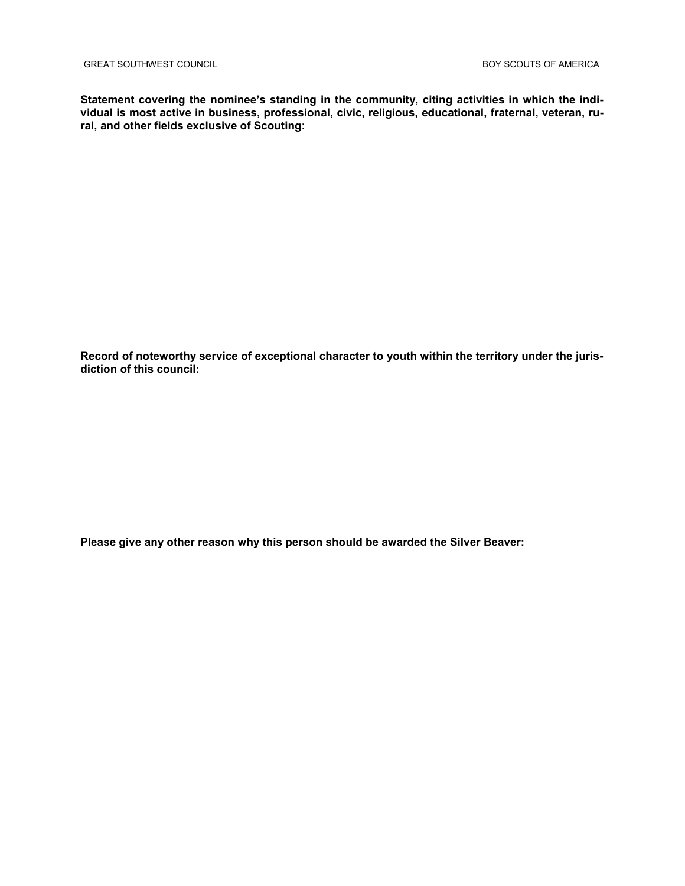**Statement covering the nominee's standing in the community, citing activities in which the individual is most active in business, professional, civic, religious, educational, fraternal, veteran, rural, and other fields exclusive of Scouting:**

**Record of noteworthy service of exceptional character to youth within the territory under the jurisdiction of this council:**

**Please give any other reason why this person should be awarded the Silver Beaver:**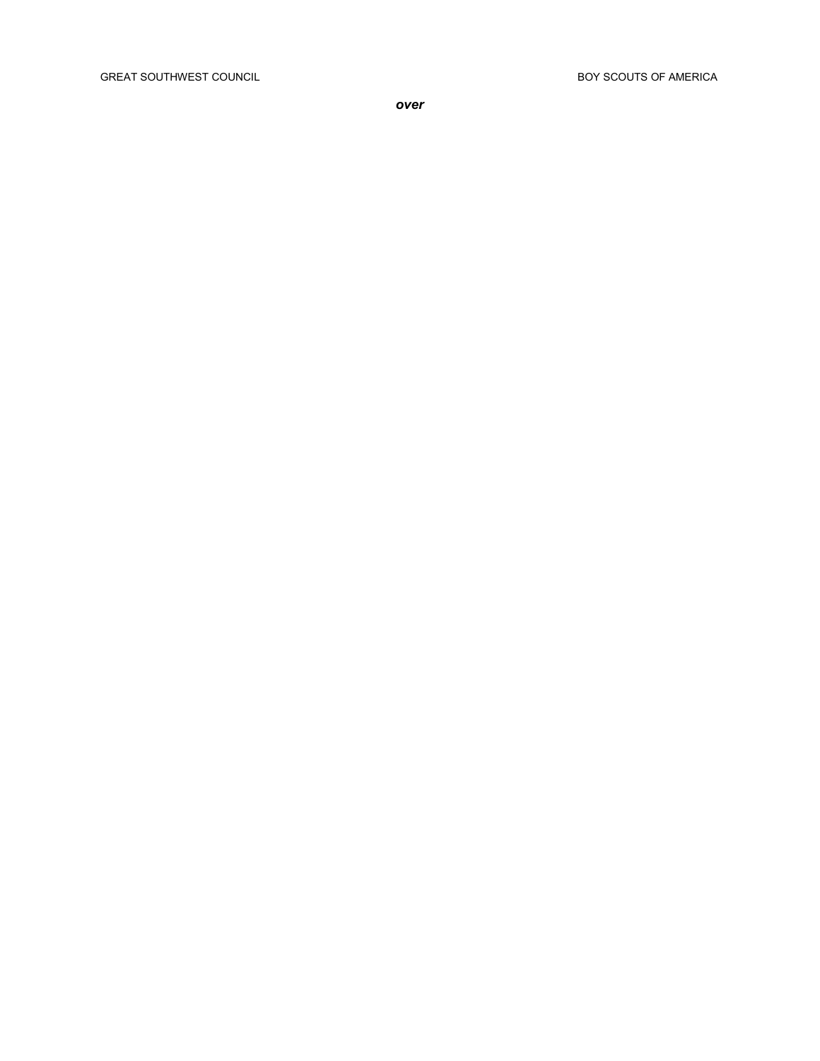***over***